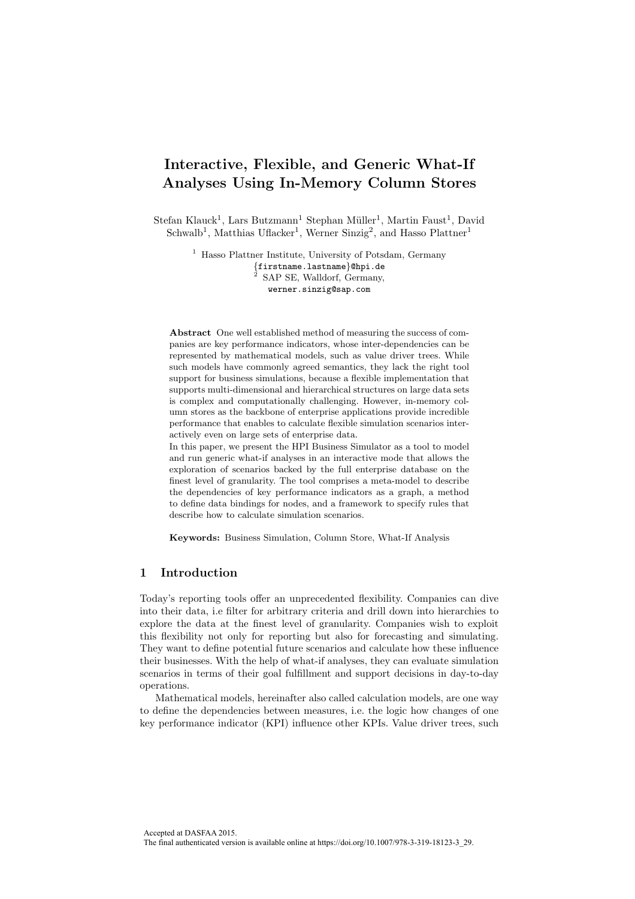# Interactive, Flexible, and Generic What-If Analyses Using In-Memory Column Stores

Stefan Klauck[1], Lars Butzmann[1] Stephan Müller[1], Martin Faust[1], David Schwalb[1], Matthias Uflacker[1], Werner Sinzig[2], and Hasso Plattner[1]

[1] Hasso Plattner Institute, University of Potsdam, Germany
{firstname.lastname}@hpi.de
[2] SAP SE, Walldorf, Germany,
werner.sinzig@sap.com

**Abstract** One well established method of measuring the success of companies are key performance indicators, whose inter-dependencies can be represented by mathematical models, such as value driver trees. While such models have commonly agreed semantics, they lack the right tool support for business simulations, because a flexible implementation that supports multi-dimensional and hierarchical structures on large data sets is complex and computationally challenging. However, in-memory column stores as the backbone of enterprise applications provide incredible performance that enables to calculate flexible simulation scenarios interactively even on large sets of enterprise data.

In this paper, we present the HPI Business Simulator as a tool to model and run generic what-if analyses in an interactive mode that allows the exploration of scenarios backed by the full enterprise database on the finest level of granularity. The tool comprises a meta-model to describe the dependencies of key performance indicators as a graph, a method to define data bindings for nodes, and a framework to specify rules that describe how to calculate simulation scenarios.

**Keywords:** Business Simulation, Column Store, What-If Analysis

## 1 Introduction

Today's reporting tools offer an unprecedented flexibility. Companies can dive into their data, i.e filter for arbitrary criteria and drill down into hierarchies to explore the data at the finest level of granularity. Companies wish to exploit this flexibility not only for reporting but also for forecasting and simulating. They want to define potential future scenarios and calculate how these influence their businesses. With the help of what-if analyses, they can evaluate simulation scenarios in terms of their goal fulfillment and support decisions in day-to-day operations.

Mathematical models, hereinafter also called calculation models, are one way to define the dependencies between measures, i.e. the logic how changes of one key performance indicator (KPI) influence other KPIs. Value driver trees, such

Accepted at DASFAA 2015.
The final authenticated version is available online at https://doi.org/10.1007/978-3-319-18123-3_29.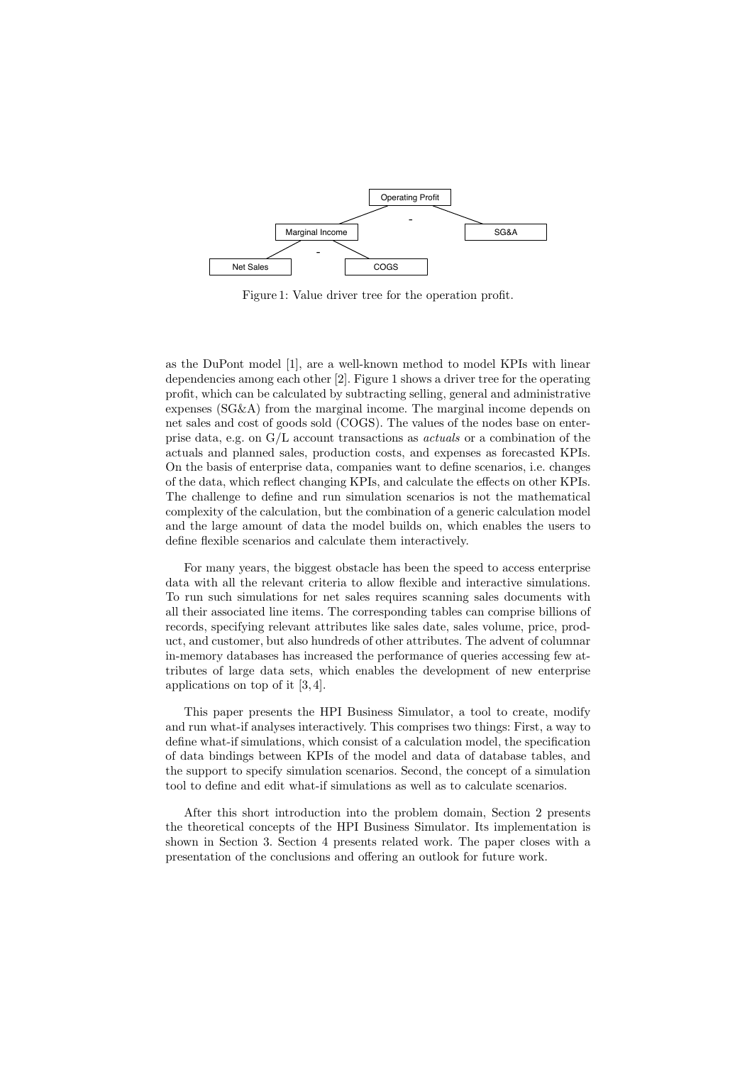Figure 1: Value driver tree for the operation profit.

as the DuPont model [1], are a well-known method to model KPIs with linear dependencies among each other [2]. Figure 1 shows a driver tree for the operating profit, which can be calculated by subtracting selling, general and administrative expenses (SG&A) from the marginal income. The marginal income depends on net sales and cost of goods sold (COGS). The values of the nodes base on enterprise data, e.g. on G/L account transactions as *actuals* or a combination of the actuals and planned sales, production costs, and expenses as forecasted KPIs. On the basis of enterprise data, companies want to define scenarios, i.e. changes of the data, which reflect changing KPIs, and calculate the effects on other KPIs. The challenge to define and run simulation scenarios is not the mathematical complexity of the calculation, but the combination of a generic calculation model and the large amount of data the model builds on, which enables the users to define flexible scenarios and calculate them interactively.

For many years, the biggest obstacle has been the speed to access enterprise data with all the relevant criteria to allow flexible and interactive simulations. To run such simulations for net sales requires scanning sales documents with all their associated line items. The corresponding tables can comprise billions of records, specifying relevant attributes like sales date, sales volume, price, product, and customer, but also hundreds of other attributes. The advent of columnar in-memory databases has increased the performance of queries accessing few attributes of large data sets, which enables the development of new enterprise applications on top of it [3, 4].

This paper presents the HPI Business Simulator, a tool to create, modify and run what-if analyses interactively. This comprises two things: First, a way to define what-if simulations, which consist of a calculation model, the specification of data bindings between KPIs of the model and data of database tables, and the support to specify simulation scenarios. Second, the concept of a simulation tool to define and edit what-if simulations as well as to calculate scenarios.

After this short introduction into the problem domain, Section 2 presents the theoretical concepts of the HPI Business Simulator. Its implementation is shown in Section 3. Section 4 presents related work. The paper closes with a presentation of the conclusions and offering an outlook for future work.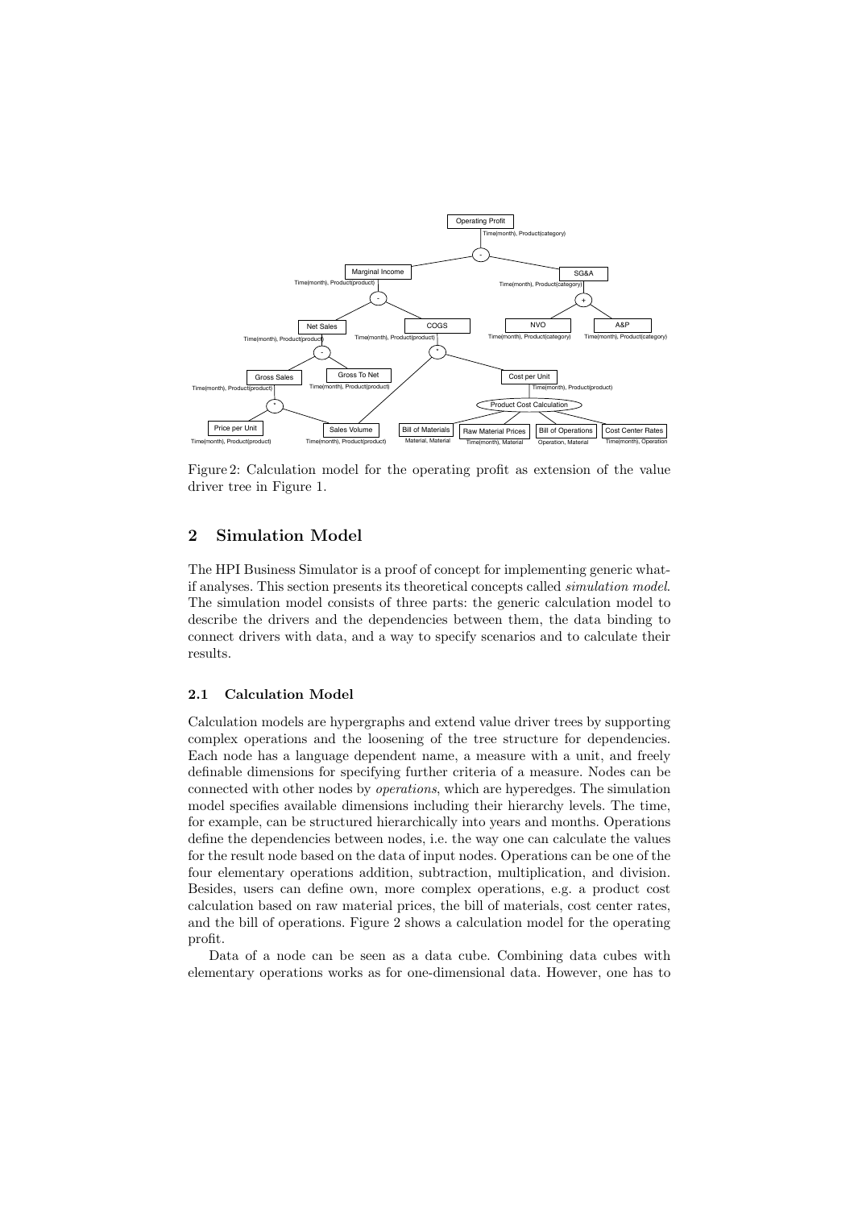Figure 2: Calculation model for the operating profit as extension of the value driver tree in Figure 1.

## 2 Simulation Model

The HPI Business Simulator is a proof of concept for implementing generic what-if analyses. This section presents its theoretical concepts called *simulation model*. The simulation model consists of three parts: the generic calculation model to describe the drivers and the dependencies between them, the data binding to connect drivers with data, and a way to specify scenarios and to calculate their results.

### 2.1 Calculation Model

Calculation models are hypergraphs and extend value driver trees by supporting complex operations and the loosening of the tree structure for dependencies. Each node has a language dependent name, a measure with a unit, and freely definable dimensions for specifying further criteria of a measure. Nodes can be connected with other nodes by *operations*, which are hyperedges. The simulation model specifies available dimensions including their hierarchy levels. The time, for example, can be structured hierarchically into years and months. Operations define the dependencies between nodes, i.e. the way one can calculate the values for the result node based on the data of input nodes. Operations can be one of the four elementary operations addition, subtraction, multiplication, and division. Besides, users can define own, more complex operations, e.g. a product cost calculation based on raw material prices, the bill of materials, cost center rates, and the bill of operations. Figure 2 shows a calculation model for the operating profit.

Data of a node can be seen as a data cube. Combining data cubes with elementary operations works as for one-dimensional data. However, one has to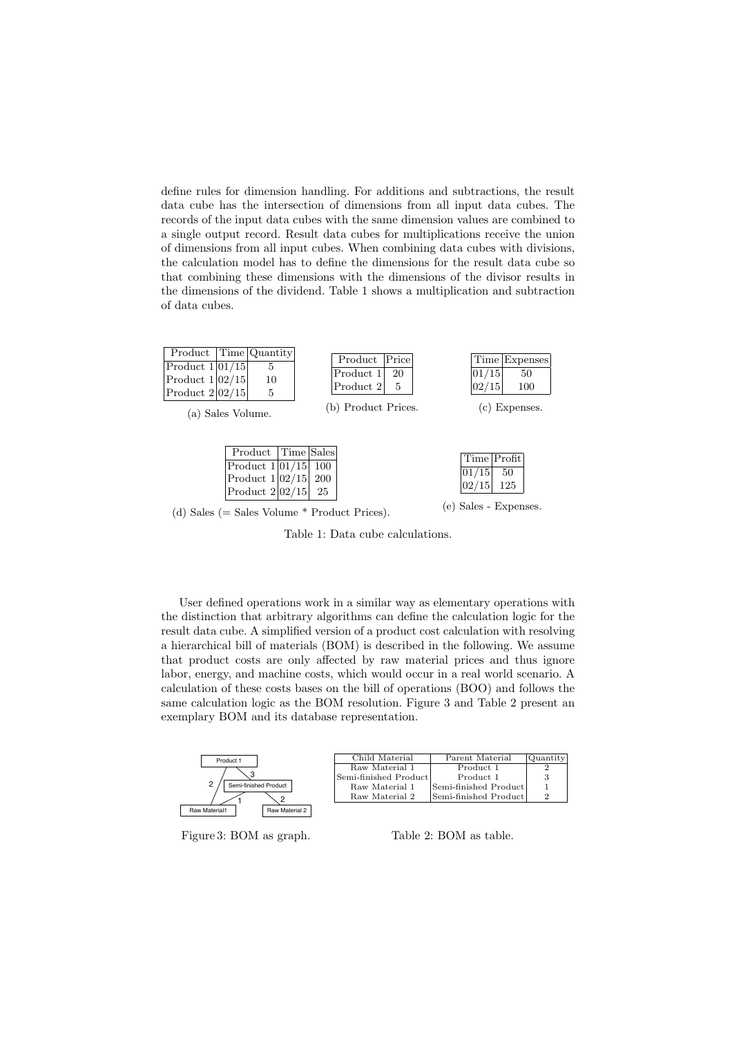define rules for dimension handling. For additions and subtractions, the result data cube has the intersection of dimensions from all input data cubes. The records of the input data cubes with the same dimension values are combined to a single output record. Result data cubes for multiplications receive the union of dimensions from all input cubes. When combining data cubes with divisions, the calculation model has to define the dimensions for the result data cube so that combining these dimensions with the dimensions of the divisor results in the dimensions of the dividend. Table 1 shows a multiplication and subtraction of data cubes.

| Product | Time | Quantity |
|---|---|---|
| Product 1 | 01/15 | 5 |
| Product 1 | 02/15 | 10 |
| Product 2 | 02/15 | 5 |

(a) Sales Volume.

| Product | Price |
|---|---|
| Product 1 | 20 |
| Product 2 | 5 |

(b) Product Prices.

| Time | Expenses |
|---|---|
| 01/15 | 50 |
| 02/15 | 100 |

(c) Expenses.

| Product | Time | Sales |
|---|---|---|
| Product 1 | 01/15 | 100 |
| Product 1 | 02/15 | 200 |
| Product 2 | 02/15 | 25 |

(d) Sales (= Sales Volume * Product Prices).

| Time | Profit |
|---|---|
| 01/15 | 50 |
| 02/15 | 125 |

(e) Sales - Expenses.

Table 1: Data cube calculations.

User defined operations work in a similar way as elementary operations with the distinction that arbitrary algorithms can define the calculation logic for the result data cube. A simplified version of a product cost calculation with resolving a hierarchical bill of materials (BOM) is described in the following. We assume that product costs are only affected by raw material prices and thus ignore labor, energy, and machine costs, which would occur in a real world scenario. A calculation of these costs bases on the bill of operations (BOO) and follows the same calculation logic as the BOM resolution. Figure 3 and Table 2 present an exemplary BOM and its database representation.

Figure 3: BOM as graph.

| Child Material | Parent Material | Quantity |
|---|---|---|
| Raw Material 1 | Product 1 | 2 |
| Semi-finished Product | Product 1 | 3 |
| Raw Material 1 | Semi-finished Product | 1 |
| Raw Material 2 | Semi-finished Product | 2 |

Table 2: BOM as table.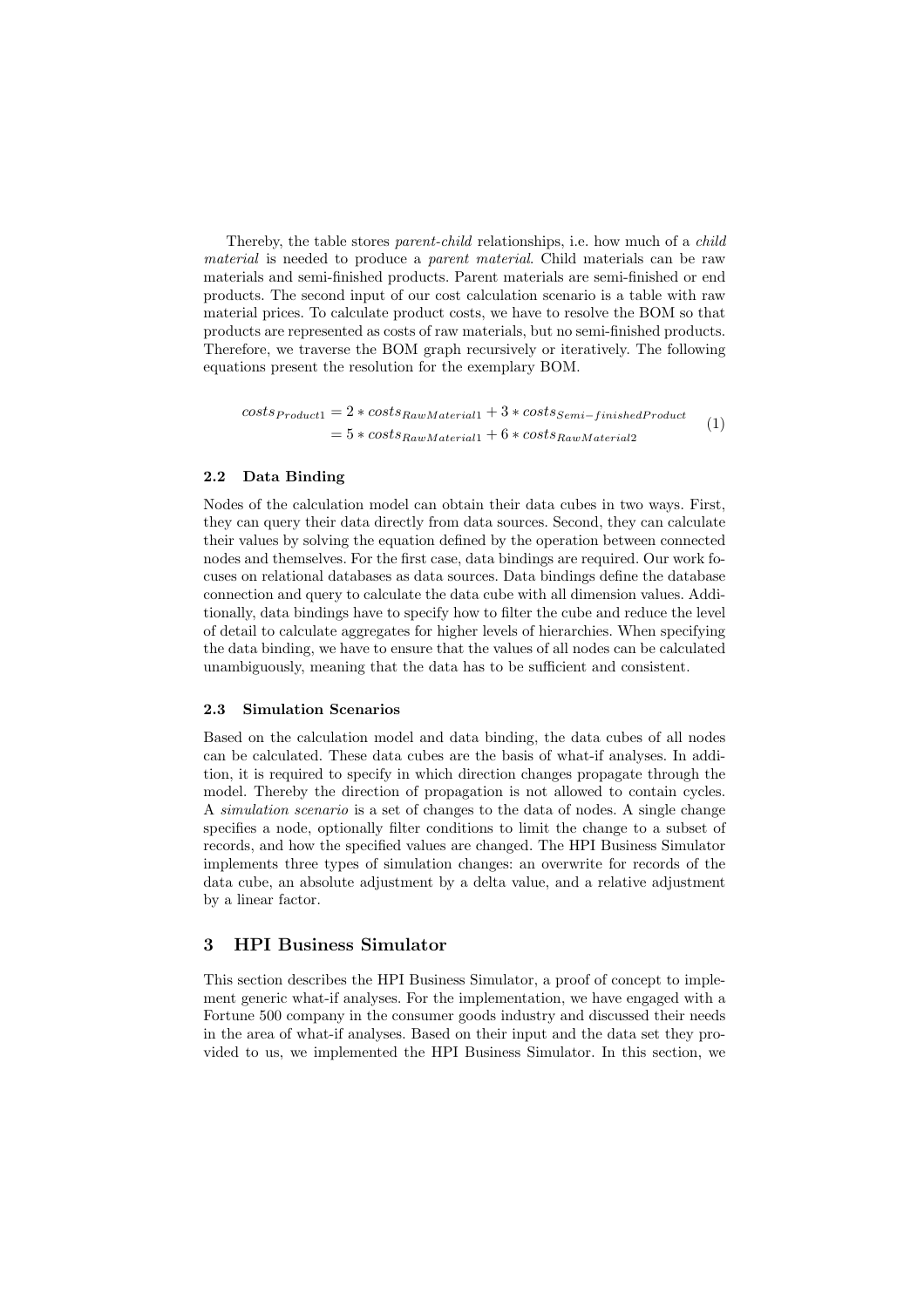Thereby, the table stores *parent-child* relationships, i.e. how much of a *child material* is needed to produce a *parent material*. Child materials can be raw materials and semi-finished products. Parent materials are semi-finished or end products. The second input of our cost calculation scenario is a table with raw material prices. To calculate product costs, we have to resolve the BOM so that products are represented as costs of raw materials, but no semi-finished products. Therefore, we traverse the BOM graph recursively or iteratively. The following equations present the resolution for the exemplary BOM.

$$\begin{aligned} costs_{Product1} &= 2 * costs_{RawMaterial1} + 3 * costs_{Semi-finishedProduct} \\ &= 5 * costs_{RawMaterial1} + 6 * costs_{RawMaterial2} \end{aligned} \tag{1}$$

### 2.2 Data Binding

Nodes of the calculation model can obtain their data cubes in two ways. First, they can query their data directly from data sources. Second, they can calculate their values by solving the equation defined by the operation between connected nodes and themselves. For the first case, data bindings are required. Our work focuses on relational databases as data sources. Data bindings define the database connection and query to calculate the data cube with all dimension values. Additionally, data bindings have to specify how to filter the cube and reduce the level of detail to calculate aggregates for higher levels of hierarchies. When specifying the data binding, we have to ensure that the values of all nodes can be calculated unambiguously, meaning that the data has to be sufficient and consistent.

### 2.3 Simulation Scenarios

Based on the calculation model and data binding, the data cubes of all nodes can be calculated. These data cubes are the basis of what-if analyses. In addition, it is required to specify in which direction changes propagate through the model. Thereby the direction of propagation is not allowed to contain cycles. A *simulation scenario* is a set of changes to the data of nodes. A single change specifies a node, optionally filter conditions to limit the change to a subset of records, and how the specified values are changed. The HPI Business Simulator implements three types of simulation changes: an overwrite for records of the data cube, an absolute adjustment by a delta value, and a relative adjustment by a linear factor.

## 3 HPI Business Simulator

This section describes the HPI Business Simulator, a proof of concept to implement generic what-if analyses. For the implementation, we have engaged with a Fortune 500 company in the consumer goods industry and discussed their needs in the area of what-if analyses. Based on their input and the data set they provided to us, we implemented the HPI Business Simulator. In this section, we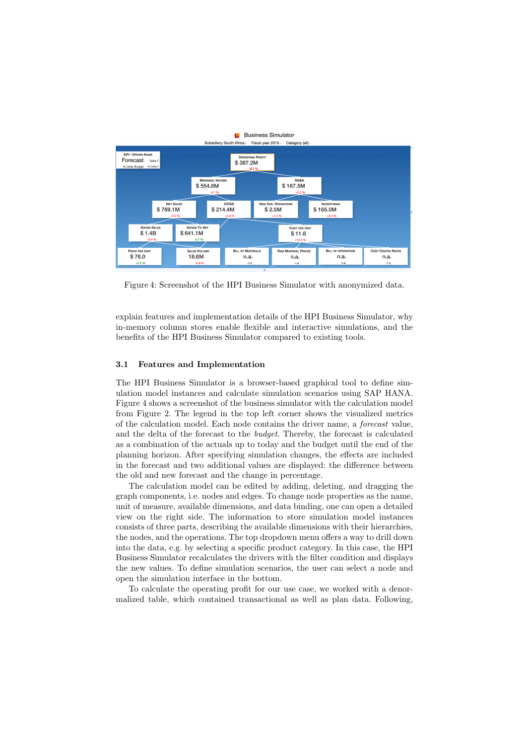Business Simulator

Subsidiary South Africa · Fiscal year 2015 · Category (all) ·

KPI / Driver Name
Forecast Delta F.
% Delta Budget % Delta F.

Operating Profit
$ 387.2M
-8.7 %

Marginal Income
$ 554.6M
-5.7 %

SG&A
$ 167.5M
+2.2 %

Net Sales
$ 769.1M
-3.0 %

COGS
$ 214.4M
+4.6 %

Non Var. Operations
$ 2.5M
+1.4 %

Advertising
$ 165.0M
+2.3 %

Gross Sales
$ 1.4B
-2.0 %

Gross To Net
$ 641.1M
-0.7 %

Cost per Unit
$ 11.6
+10.4 %

Price per Unit
$ 76.0
+3.2 %

Sales Volume
18.6M
-4.9 %

Bill of Materials
n.a.
n.a.

Raw Material Prices
n.a.
n.a.

Bill of Operations
n.a.
n.a.

Cost Center Rates
n.a.
n.a.

Figure 4: Screenshot of the HPI Business Simulator with anonymized data.

explain features and implementation details of the HPI Business Simulator, why in-memory column stores enable flexible and interactive simulations, and the benefits of the HPI Business Simulator compared to existing tools.

### 3.1 Features and Implementation

The HPI Business Simulator is a browser-based graphical tool to define simulation model instances and calculate simulation scenarios using SAP HANA. Figure 4 shows a screenshot of the business simulator with the calculation model from Figure 2. The legend in the top left corner shows the visualized metrics of the calculation model. Each node contains the driver name, a *forecast* value, and the delta of the forecast to the *budget*. Thereby, the forecast is calculated as a combination of the actuals up to today and the budget until the end of the planning horizon. After specifying simulation changes, the effects are included in the forecast and two additional values are displayed: the difference between the old and new forecast and the change in percentage.

The calculation model can be edited by adding, deleting, and dragging the graph components, i.e. nodes and edges. To change node properties as the name, unit of measure, available dimensions, and data binding, one can open a detailed view on the right side. The information to store simulation model instances consists of three parts, describing the available dimensions with their hierarchies, the nodes, and the operations. The top dropdown menu offers a way to drill down into the data, e.g. by selecting a specific product category. In this case, the HPI Business Simulator recalculates the drivers with the filter condition and displays the new values. To define simulation scenarios, the user can select a node and open the simulation interface in the bottom.

To calculate the operating profit for our use case, we worked with a denormalized table, which contained transactional as well as plan data. Following,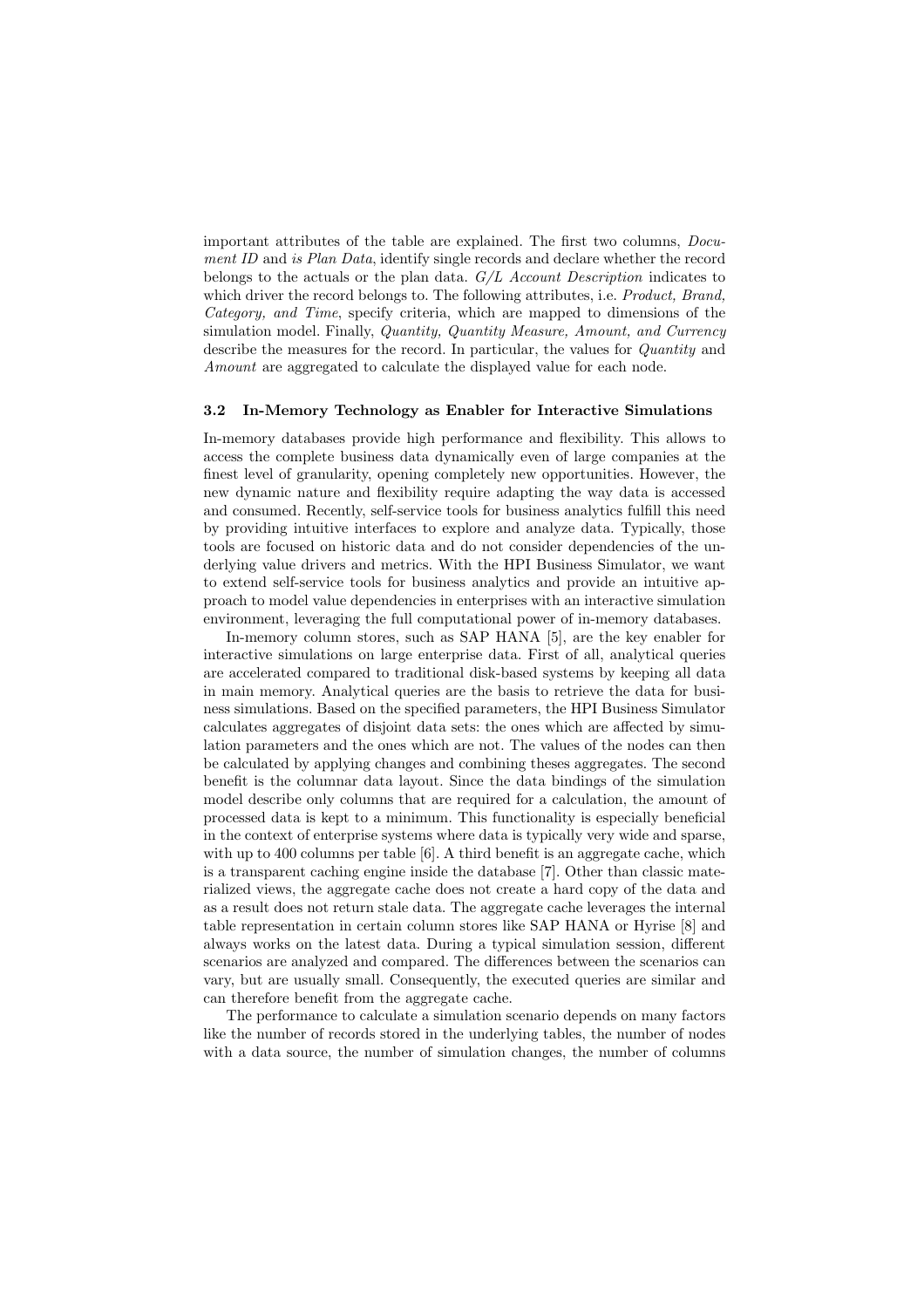important attributes of the table are explained. The first two columns, *Document ID* and *is Plan Data*, identify single records and declare whether the record belongs to the actuals or the plan data. *G/L Account Description* indicates to which driver the record belongs to. The following attributes, i.e. *Product, Brand, Category, and Time*, specify criteria, which are mapped to dimensions of the simulation model. Finally, *Quantity, Quantity Measure, Amount, and Currency* describe the measures for the record. In particular, the values for *Quantity* and *Amount* are aggregated to calculate the displayed value for each node.

### 3.2 In-Memory Technology as Enabler for Interactive Simulations

In-memory databases provide high performance and flexibility. This allows to access the complete business data dynamically even of large companies at the finest level of granularity, opening completely new opportunities. However, the new dynamic nature and flexibility require adapting the way data is accessed and consumed. Recently, self-service tools for business analytics fulfill this need by providing intuitive interfaces to explore and analyze data. Typically, those tools are focused on historic data and do not consider dependencies of the underlying value drivers and metrics. With the HPI Business Simulator, we want to extend self-service tools for business analytics and provide an intuitive approach to model value dependencies in enterprises with an interactive simulation environment, leveraging the full computational power of in-memory databases.

In-memory column stores, such as SAP HANA [5], are the key enabler for interactive simulations on large enterprise data. First of all, analytical queries are accelerated compared to traditional disk-based systems by keeping all data in main memory. Analytical queries are the basis to retrieve the data for business simulations. Based on the specified parameters, the HPI Business Simulator calculates aggregates of disjoint data sets: the ones which are affected by simulation parameters and the ones which are not. The values of the nodes can then be calculated by applying changes and combining theses aggregates. The second benefit is the columnar data layout. Since the data bindings of the simulation model describe only columns that are required for a calculation, the amount of processed data is kept to a minimum. This functionality is especially beneficial in the context of enterprise systems where data is typically very wide and sparse, with up to 400 columns per table [6]. A third benefit is an aggregate cache, which is a transparent caching engine inside the database [7]. Other than classic materialized views, the aggregate cache does not create a hard copy of the data and as a result does not return stale data. The aggregate cache leverages the internal table representation in certain column stores like SAP HANA or Hyrise [8] and always works on the latest data. During a typical simulation session, different scenarios are analyzed and compared. The differences between the scenarios can vary, but are usually small. Consequently, the executed queries are similar and can therefore benefit from the aggregate cache.

The performance to calculate a simulation scenario depends on many factors like the number of records stored in the underlying tables, the number of nodes with a data source, the number of simulation changes, the number of columns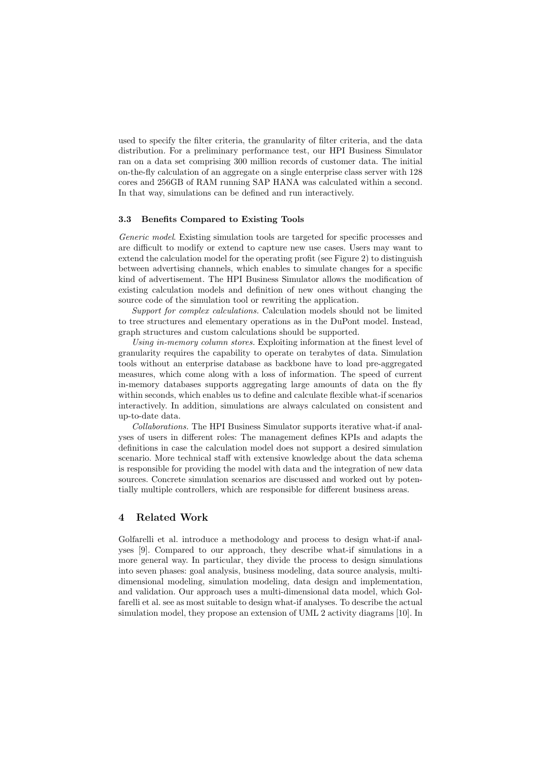used to specify the filter criteria, the granularity of filter criteria, and the data distribution. For a preliminary performance test, our HPI Business Simulator ran on a data set comprising 300 million records of customer data. The initial on-the-fly calculation of an aggregate on a single enterprise class server with 128 cores and 256GB of RAM running SAP HANA was calculated within a second. In that way, simulations can be defined and run interactively.

### 3.3 Benefits Compared to Existing Tools

*Generic model*. Existing simulation tools are targeted for specific processes and are difficult to modify or extend to capture new use cases. Users may want to extend the calculation model for the operating profit (see Figure 2) to distinguish between advertising channels, which enables to simulate changes for a specific kind of advertisement. The HPI Business Simulator allows the modification of existing calculation models and definition of new ones without changing the source code of the simulation tool or rewriting the application.

*Support for complex calculations.* Calculation models should not be limited to tree structures and elementary operations as in the DuPont model. Instead, graph structures and custom calculations should be supported.

*Using in-memory column stores.* Exploiting information at the finest level of granularity requires the capability to operate on terabytes of data. Simulation tools without an enterprise database as backbone have to load pre-aggregated measures, which come along with a loss of information. The speed of current in-memory databases supports aggregating large amounts of data on the fly within seconds, which enables us to define and calculate flexible what-if scenarios interactively. In addition, simulations are always calculated on consistent and up-to-date data.

*Collaborations.* The HPI Business Simulator supports iterative what-if analyses of users in different roles: The management defines KPIs and adapts the definitions in case the calculation model does not support a desired simulation scenario. More technical staff with extensive knowledge about the data schema is responsible for providing the model with data and the integration of new data sources. Concrete simulation scenarios are discussed and worked out by potentially multiple controllers, which are responsible for different business areas.

## 4 Related Work

Golfarelli et al. introduce a methodology and process to design what-if analyses [9]. Compared to our approach, they describe what-if simulations in a more general way. In particular, they divide the process to design simulations into seven phases: goal analysis, business modeling, data source analysis, multidimensional modeling, simulation modeling, data design and implementation, and validation. Our approach uses a multi-dimensional data model, which Golfarelli et al. see as most suitable to design what-if analyses. To describe the actual simulation model, they propose an extension of UML 2 activity diagrams [10]. In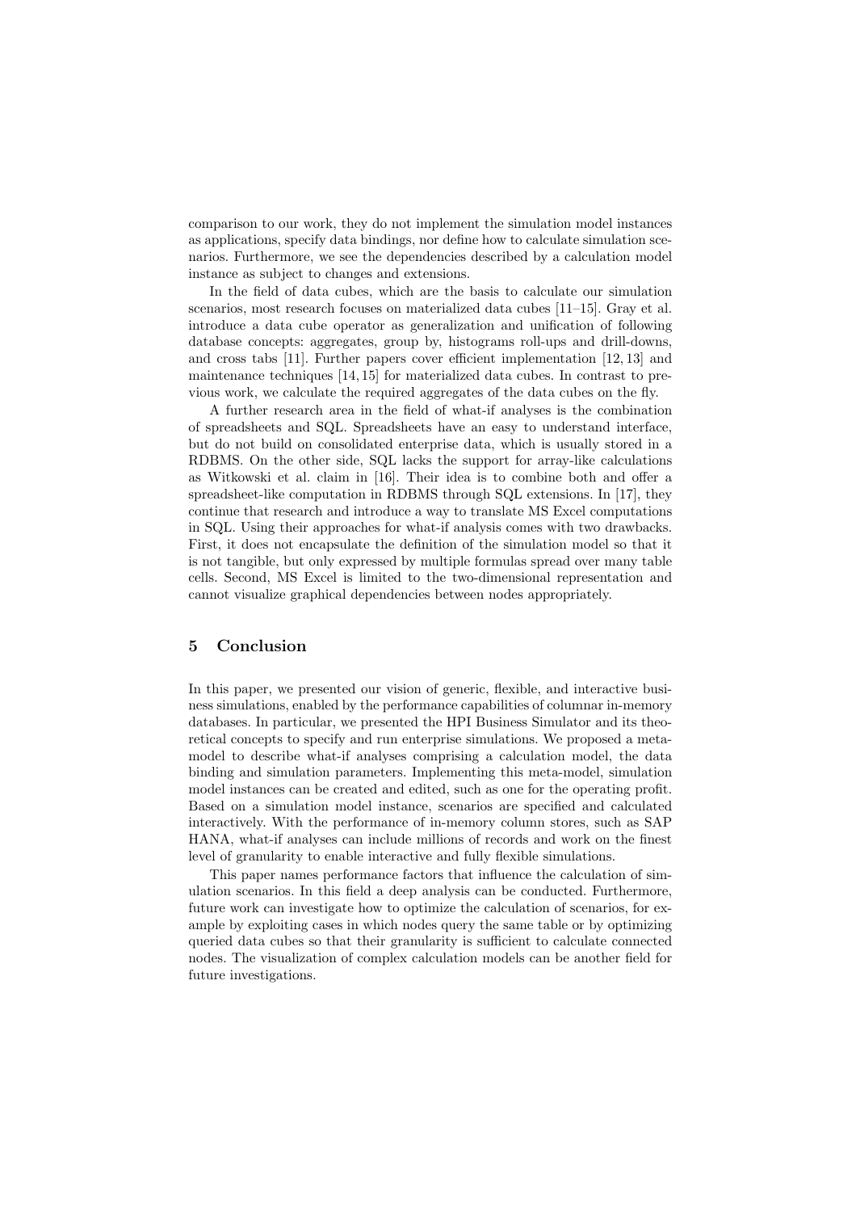comparison to our work, they do not implement the simulation model instances as applications, specify data bindings, nor define how to calculate simulation scenarios. Furthermore, we see the dependencies described by a calculation model instance as subject to changes and extensions.

In the field of data cubes, which are the basis to calculate our simulation scenarios, most research focuses on materialized data cubes [11–15]. Gray et al. introduce a data cube operator as generalization and unification of following database concepts: aggregates, group by, histograms roll-ups and drill-downs, and cross tabs [11]. Further papers cover efficient implementation [12, 13] and maintenance techniques [14, 15] for materialized data cubes. In contrast to previous work, we calculate the required aggregates of the data cubes on the fly.

A further research area in the field of what-if analyses is the combination of spreadsheets and SQL. Spreadsheets have an easy to understand interface, but do not build on consolidated enterprise data, which is usually stored in a RDBMS. On the other side, SQL lacks the support for array-like calculations as Witkowski et al. claim in [16]. Their idea is to combine both and offer a spreadsheet-like computation in RDBMS through SQL extensions. In [17], they continue that research and introduce a way to translate MS Excel computations in SQL. Using their approaches for what-if analysis comes with two drawbacks. First, it does not encapsulate the definition of the simulation model so that it is not tangible, but only expressed by multiple formulas spread over many table cells. Second, MS Excel is limited to the two-dimensional representation and cannot visualize graphical dependencies between nodes appropriately.

## 5 Conclusion

In this paper, we presented our vision of generic, flexible, and interactive business simulations, enabled by the performance capabilities of columnar in-memory databases. In particular, we presented the HPI Business Simulator and its theoretical concepts to specify and run enterprise simulations. We proposed a meta-model to describe what-if analyses comprising a calculation model, the data binding and simulation parameters. Implementing this meta-model, simulation model instances can be created and edited, such as one for the operating profit. Based on a simulation model instance, scenarios are specified and calculated interactively. With the performance of in-memory column stores, such as SAP HANA, what-if analyses can include millions of records and work on the finest level of granularity to enable interactive and fully flexible simulations.

This paper names performance factors that influence the calculation of simulation scenarios. In this field a deep analysis can be conducted. Furthermore, future work can investigate how to optimize the calculation of scenarios, for example by exploiting cases in which nodes query the same table or by optimizing queried data cubes so that their granularity is sufficient to calculate connected nodes. The visualization of complex calculation models can be another field for future investigations.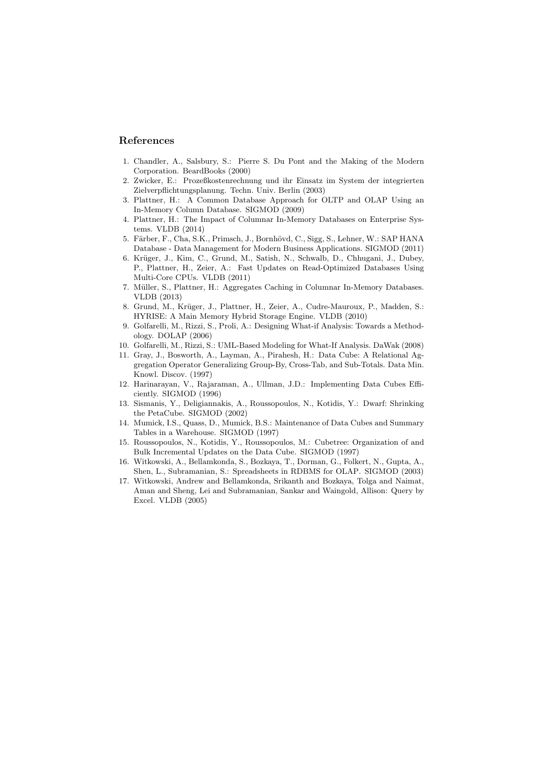## References

1. Chandler, A., Salsbury, S.: Pierre S. Du Pont and the Making of the Modern Corporation. BeardBooks (2000)
2. Zwicker, E.: Prozeßkostenrechnung und ihr Einsatz im System der integrierten Zielverpflichtungsplanung. Techn. Univ. Berlin (2003)
3. Plattner, H.: A Common Database Approach for OLTP and OLAP Using an In-Memory Column Database. SIGMOD (2009)
4. Plattner, H.: The Impact of Columnar In-Memory Databases on Enterprise Systems. VLDB (2014)
5. Färber, F., Cha, S.K., Primsch, J., Bornhövd, C., Sigg, S., Lehner, W.: SAP HANA Database - Data Management for Modern Business Applications. SIGMOD (2011)
6. Krüger, J., Kim, C., Grund, M., Satish, N., Schwalb, D., Chhugani, J., Dubey, P., Plattner, H., Zeier, A.: Fast Updates on Read-Optimized Databases Using Multi-Core CPUs. VLDB (2011)
7. Müller, S., Plattner, H.: Aggregates Caching in Columnar In-Memory Databases. VLDB (2013)
8. Grund, M., Krüger, J., Plattner, H., Zeier, A., Cudre-Mauroux, P., Madden, S.: HYRISE: A Main Memory Hybrid Storage Engine. VLDB (2010)
9. Golfarelli, M., Rizzi, S., Proli, A.: Designing What-if Analysis: Towards a Methodology. DOLAP (2006)
10. Golfarelli, M., Rizzi, S.: UML-Based Modeling for What-If Analysis. DaWak (2008)
11. Gray, J., Bosworth, A., Layman, A., Pirahesh, H.: Data Cube: A Relational Aggregation Operator Generalizing Group-By, Cross-Tab, and Sub-Totals. Data Min. Knowl. Discov. (1997)
12. Harinarayan, V., Rajaraman, A., Ullman, J.D.: Implementing Data Cubes Efficiently. SIGMOD (1996)
13. Sismanis, Y., Deligiannakis, A., Roussopoulos, N., Kotidis, Y.: Dwarf: Shrinking the PetaCube. SIGMOD (2002)
14. Mumick, I.S., Quass, D., Mumick, B.S.: Maintenance of Data Cubes and Summary Tables in a Warehouse. SIGMOD (1997)
15. Roussopoulos, N., Kotidis, Y., Roussopoulos, M.: Cubetree: Organization of and Bulk Incremental Updates on the Data Cube. SIGMOD (1997)
16. Witkowski, A., Bellamkonda, S., Bozkaya, T., Dorman, G., Folkert, N., Gupta, A., Shen, L., Subramanian, S.: Spreadsheets in RDBMS for OLAP. SIGMOD (2003)
17. Witkowski, Andrew and Bellamkonda, Srikanth and Bozkaya, Tolga and Naimat, Aman and Sheng, Lei and Subramanian, Sankar and Waingold, Allison: Query by Excel. VLDB (2005)